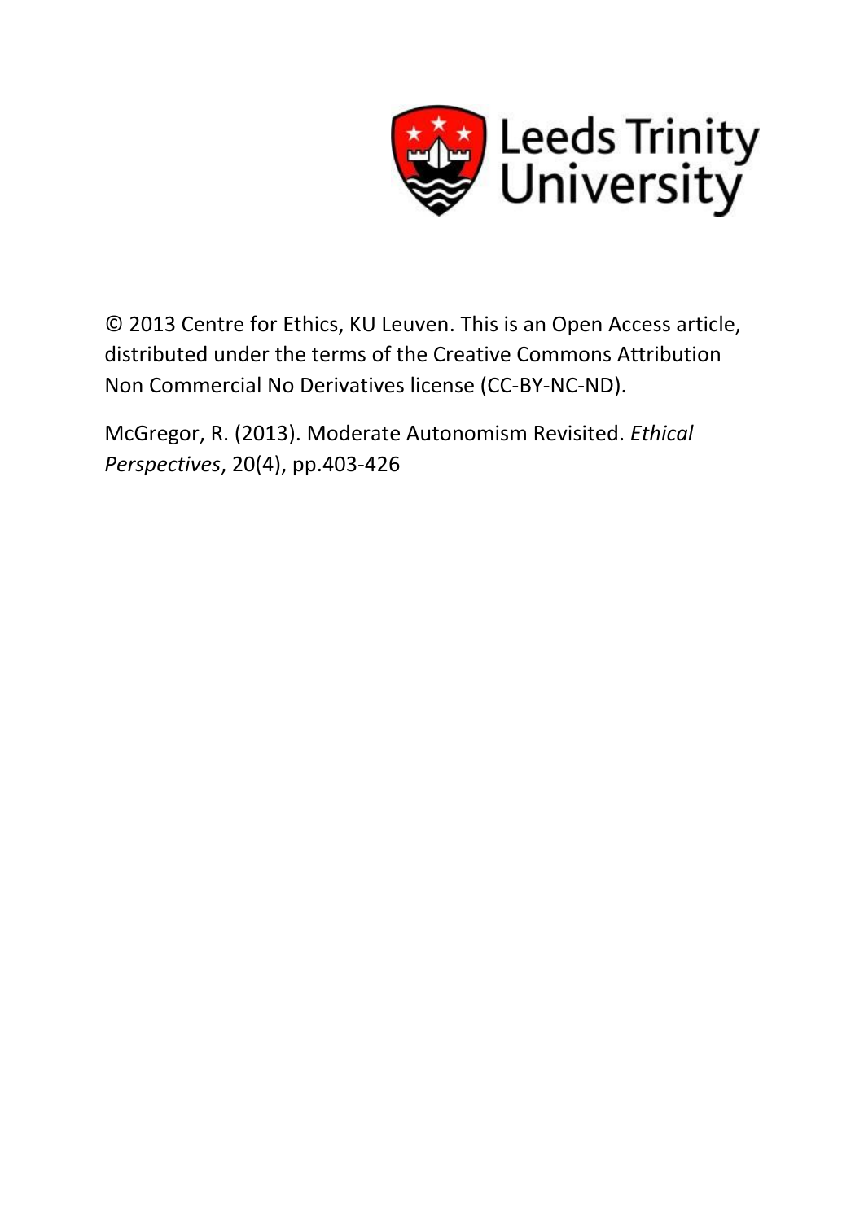Leeds Trinity University

© 2013 Centre for Ethics, KU Leuven. This is an Open Access article, distributed under the terms of the Creative Commons Attribution Non Commercial No Derivatives license (CC-BY-NC-ND).

McGregor, R. (2013). Moderate Autonomism Revisited. *Ethical Perspectives*, 20(4), pp.403-426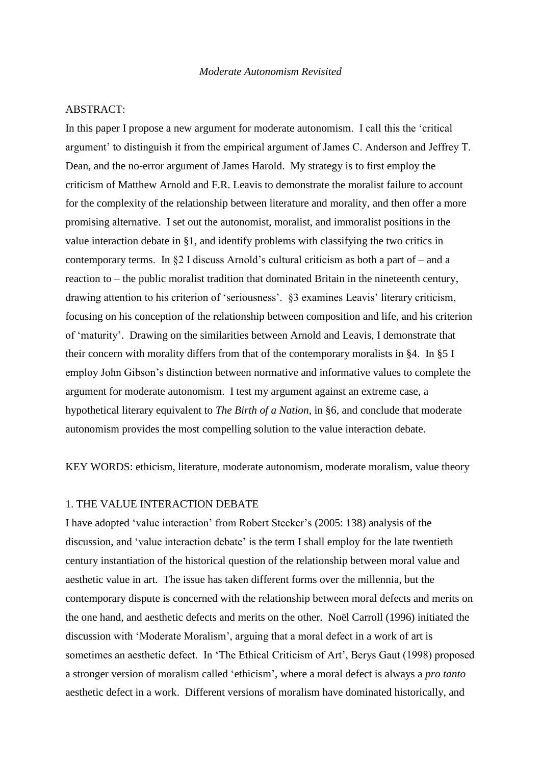*Moderate Autonomism Revisited*

ABSTRACT:

In this paper I propose a new argument for moderate autonomism. I call this the 'critical argument' to distinguish it from the empirical argument of James C. Anderson and Jeffrey T. Dean, and the no-error argument of James Harold. My strategy is to first employ the criticism of Matthew Arnold and F.R. Leavis to demonstrate the moralist failure to account for the complexity of the relationship between literature and morality, and then offer a more promising alternative. I set out the autonomist, moralist, and immoralist positions in the value interaction debate in §1, and identify problems with classifying the two critics in contemporary terms. In §2 I discuss Arnold's cultural criticism as both a part of – and a reaction to – the public moralist tradition that dominated Britain in the nineteenth century, drawing attention to his criterion of 'seriousness'. §3 examines Leavis' literary criticism, focusing on his conception of the relationship between composition and life, and his criterion of 'maturity'. Drawing on the similarities between Arnold and Leavis, I demonstrate that their concern with morality differs from that of the contemporary moralists in §4. In §5 I employ John Gibson's distinction between normative and informative values to complete the argument for moderate autonomism. I test my argument against an extreme case, a hypothetical literary equivalent to *The Birth of a Nation*, in §6, and conclude that moderate autonomism provides the most compelling solution to the value interaction debate.

KEY WORDS: ethicism, literature, moderate autonomism, moderate moralism, value theory

## 1. THE VALUE INTERACTION DEBATE

I have adopted 'value interaction' from Robert Stecker's (2005: 138) analysis of the discussion, and 'value interaction debate' is the term I shall employ for the late twentieth century instantiation of the historical question of the relationship between moral value and aesthetic value in art. The issue has taken different forms over the millennia, but the contemporary dispute is concerned with the relationship between moral defects and merits on the one hand, and aesthetic defects and merits on the other. Noël Carroll (1996) initiated the discussion with 'Moderate Moralism', arguing that a moral defect in a work of art is sometimes an aesthetic defect. In 'The Ethical Criticism of Art', Berys Gaut (1998) proposed a stronger version of moralism called 'ethicism', where a moral defect is always a *pro tanto* aesthetic defect in a work. Different versions of moralism have dominated historically, and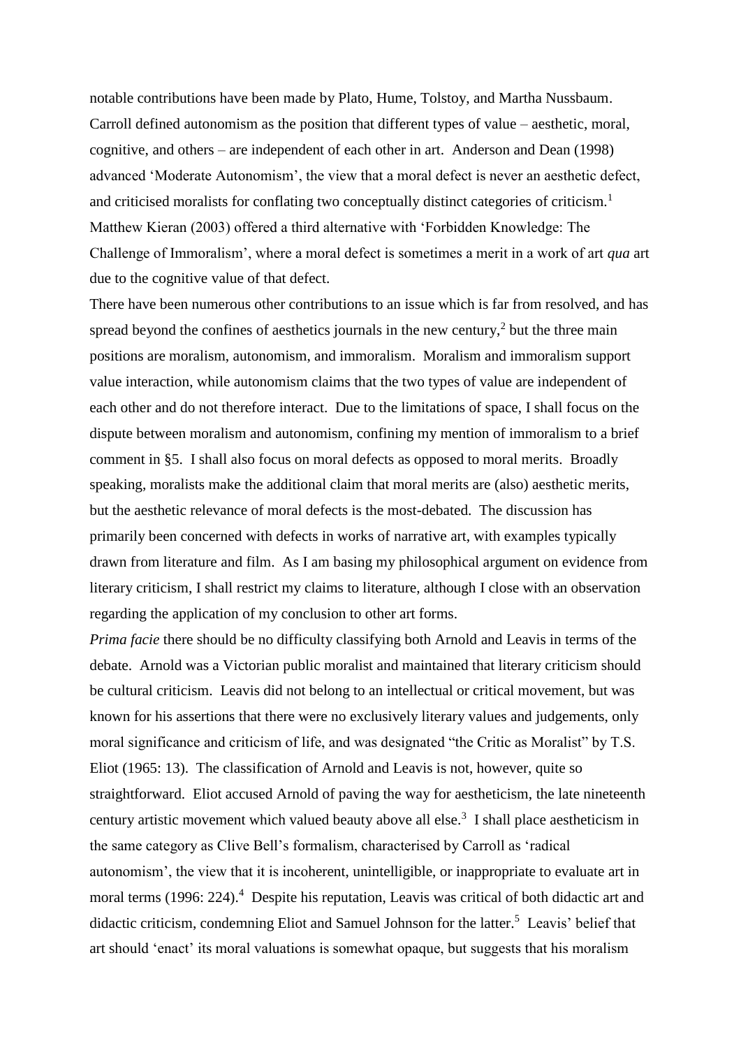notable contributions have been made by Plato, Hume, Tolstoy, and Martha Nussbaum. Carroll defined autonomism as the position that different types of value – aesthetic, moral, cognitive, and others – are independent of each other in art. Anderson and Dean (1998) advanced 'Moderate Autonomism', the view that a moral defect is never an aesthetic defect, and criticised moralists for conflating two conceptually distinct categories of criticism.[1] Matthew Kieran (2003) offered a third alternative with 'Forbidden Knowledge: The Challenge of Immoralism', where a moral defect is sometimes a merit in a work of art *qua* art due to the cognitive value of that defect.

There have been numerous other contributions to an issue which is far from resolved, and has spread beyond the confines of aesthetics journals in the new century,[2] but the three main positions are moralism, autonomism, and immoralism. Moralism and immoralism support value interaction, while autonomism claims that the two types of value are independent of each other and do not therefore interact. Due to the limitations of space, I shall focus on the dispute between moralism and autonomism, confining my mention of immoralism to a brief comment in §5. I shall also focus on moral defects as opposed to moral merits. Broadly speaking, moralists make the additional claim that moral merits are (also) aesthetic merits, but the aesthetic relevance of moral defects is the most-debated. The discussion has primarily been concerned with defects in works of narrative art, with examples typically drawn from literature and film. As I am basing my philosophical argument on evidence from literary criticism, I shall restrict my claims to literature, although I close with an observation regarding the application of my conclusion to other art forms.

*Prima facie* there should be no difficulty classifying both Arnold and Leavis in terms of the debate. Arnold was a Victorian public moralist and maintained that literary criticism should be cultural criticism. Leavis did not belong to an intellectual or critical movement, but was known for his assertions that there were no exclusively literary values and judgements, only moral significance and criticism of life, and was designated "the Critic as Moralist" by T.S. Eliot (1965: 13). The classification of Arnold and Leavis is not, however, quite so straightforward. Eliot accused Arnold of paving the way for aestheticism, the late nineteenth century artistic movement which valued beauty above all else.[3] I shall place aestheticism in the same category as Clive Bell's formalism, characterised by Carroll as 'radical autonomism', the view that it is incoherent, unintelligible, or inappropriate to evaluate art in moral terms (1996: 224).[4] Despite his reputation, Leavis was critical of both didactic art and didactic criticism, condemning Eliot and Samuel Johnson for the latter.[5] Leavis' belief that art should 'enact' its moral valuations is somewhat opaque, but suggests that his moralism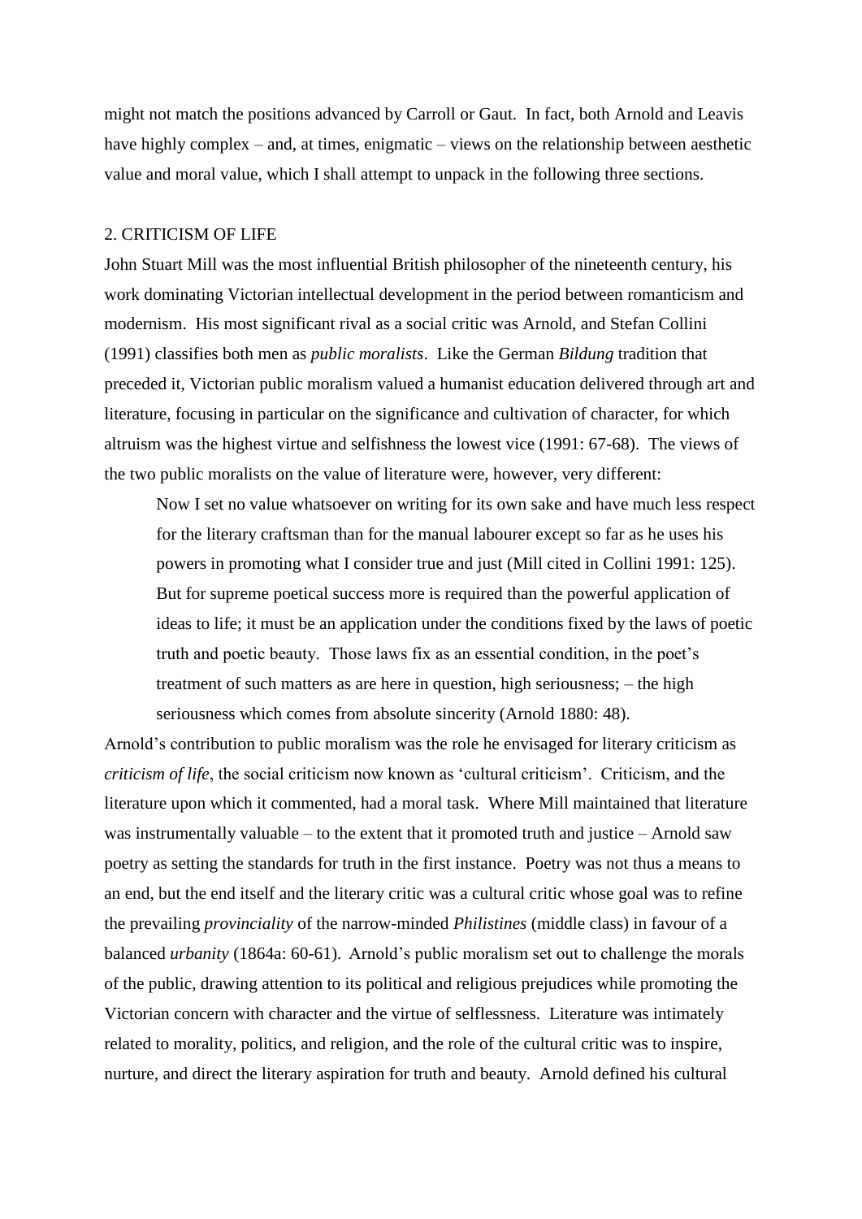might not match the positions advanced by Carroll or Gaut. In fact, both Arnold and Leavis have highly complex – and, at times, enigmatic – views on the relationship between aesthetic value and moral value, which I shall attempt to unpack in the following three sections.

## 2. CRITICISM OF LIFE

John Stuart Mill was the most influential British philosopher of the nineteenth century, his work dominating Victorian intellectual development in the period between romanticism and modernism. His most significant rival as a social critic was Arnold, and Stefan Collini (1991) classifies both men as *public moralists*. Like the German *Bildung* tradition that preceded it, Victorian public moralism valued a humanist education delivered through art and literature, focusing in particular on the significance and cultivation of character, for which altruism was the highest virtue and selfishness the lowest vice (1991: 67-68). The views of the two public moralists on the value of literature were, however, very different:

> Now I set no value whatsoever on writing for its own sake and have much less respect for the literary craftsman than for the manual labourer except so far as he uses his powers in promoting what I consider true and just (Mill cited in Collini 1991: 125).
>
> But for supreme poetical success more is required than the powerful application of ideas to life; it must be an application under the conditions fixed by the laws of poetic truth and poetic beauty. Those laws fix as an essential condition, in the poet's treatment of such matters as are here in question, high seriousness; – the high seriousness which comes from absolute sincerity (Arnold 1880: 48).

Arnold's contribution to public moralism was the role he envisaged for literary criticism as *criticism of life*, the social criticism now known as 'cultural criticism'. Criticism, and the literature upon which it commented, had a moral task. Where Mill maintained that literature was instrumentally valuable – to the extent that it promoted truth and justice – Arnold saw poetry as setting the standards for truth in the first instance. Poetry was not thus a means to an end, but the end itself and the literary critic was a cultural critic whose goal was to refine the prevailing *provinciality* of the narrow-minded *Philistines* (middle class) in favour of a balanced *urbanity* (1864a: 60-61). Arnold's public moralism set out to challenge the morals of the public, drawing attention to its political and religious prejudices while promoting the Victorian concern with character and the virtue of selflessness. Literature was intimately related to morality, politics, and religion, and the role of the cultural critic was to inspire, nurture, and direct the literary aspiration for truth and beauty. Arnold defined his cultural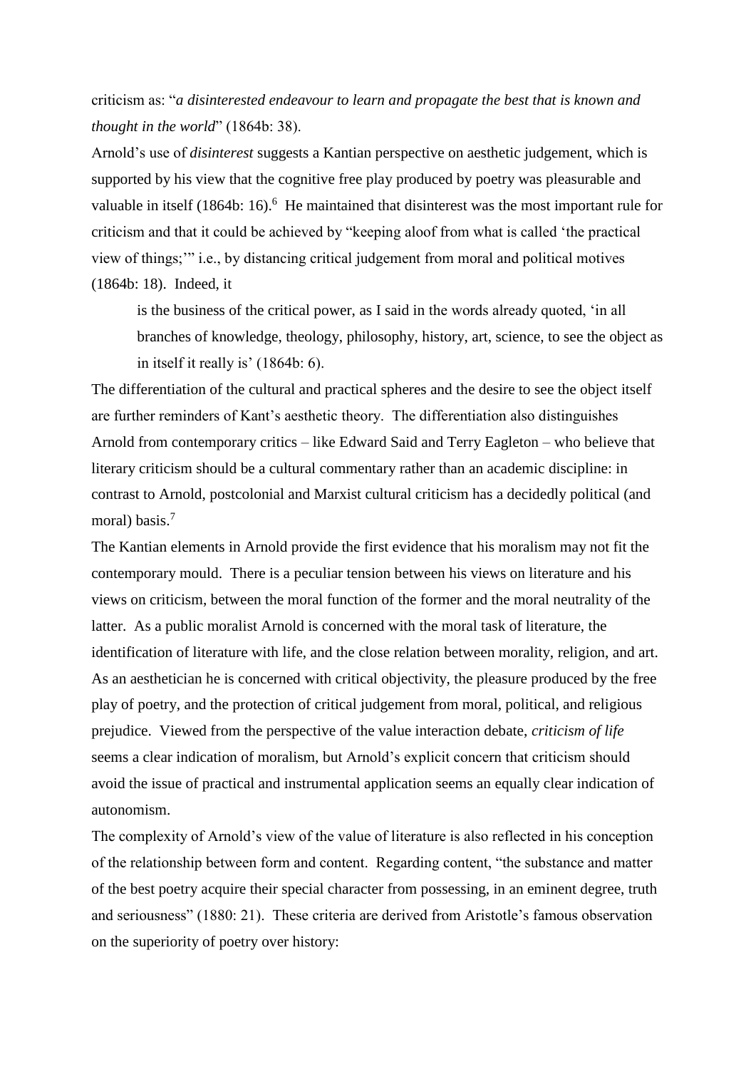criticism as: "*a disinterested endeavour to learn and propagate the best that is known and thought in the world*" (1864b: 38).

Arnold's use of *disinterest* suggests a Kantian perspective on aesthetic judgement, which is supported by his view that the cognitive free play produced by poetry was pleasurable and valuable in itself (1864b: 16).[6] He maintained that disinterest was the most important rule for criticism and that it could be achieved by "keeping aloof from what is called 'the practical view of things;'" i.e., by distancing critical judgement from moral and political motives (1864b: 18). Indeed, it

> is the business of the critical power, as I said in the words already quoted, 'in all branches of knowledge, theology, philosophy, history, art, science, to see the object as in itself it really is' (1864b: 6).

The differentiation of the cultural and practical spheres and the desire to see the object itself are further reminders of Kant's aesthetic theory. The differentiation also distinguishes Arnold from contemporary critics – like Edward Said and Terry Eagleton – who believe that literary criticism should be a cultural commentary rather than an academic discipline: in contrast to Arnold, postcolonial and Marxist cultural criticism has a decidedly political (and moral) basis.[7]

The Kantian elements in Arnold provide the first evidence that his moralism may not fit the contemporary mould. There is a peculiar tension between his views on literature and his views on criticism, between the moral function of the former and the moral neutrality of the latter. As a public moralist Arnold is concerned with the moral task of literature, the identification of literature with life, and the close relation between morality, religion, and art. As an aesthetician he is concerned with critical objectivity, the pleasure produced by the free play of poetry, and the protection of critical judgement from moral, political, and religious prejudice. Viewed from the perspective of the value interaction debate, *criticism of life* seems a clear indication of moralism, but Arnold's explicit concern that criticism should avoid the issue of practical and instrumental application seems an equally clear indication of autonomism.

The complexity of Arnold's view of the value of literature is also reflected in his conception of the relationship between form and content. Regarding content, "the substance and matter of the best poetry acquire their special character from possessing, in an eminent degree, truth and seriousness" (1880: 21). These criteria are derived from Aristotle's famous observation on the superiority of poetry over history: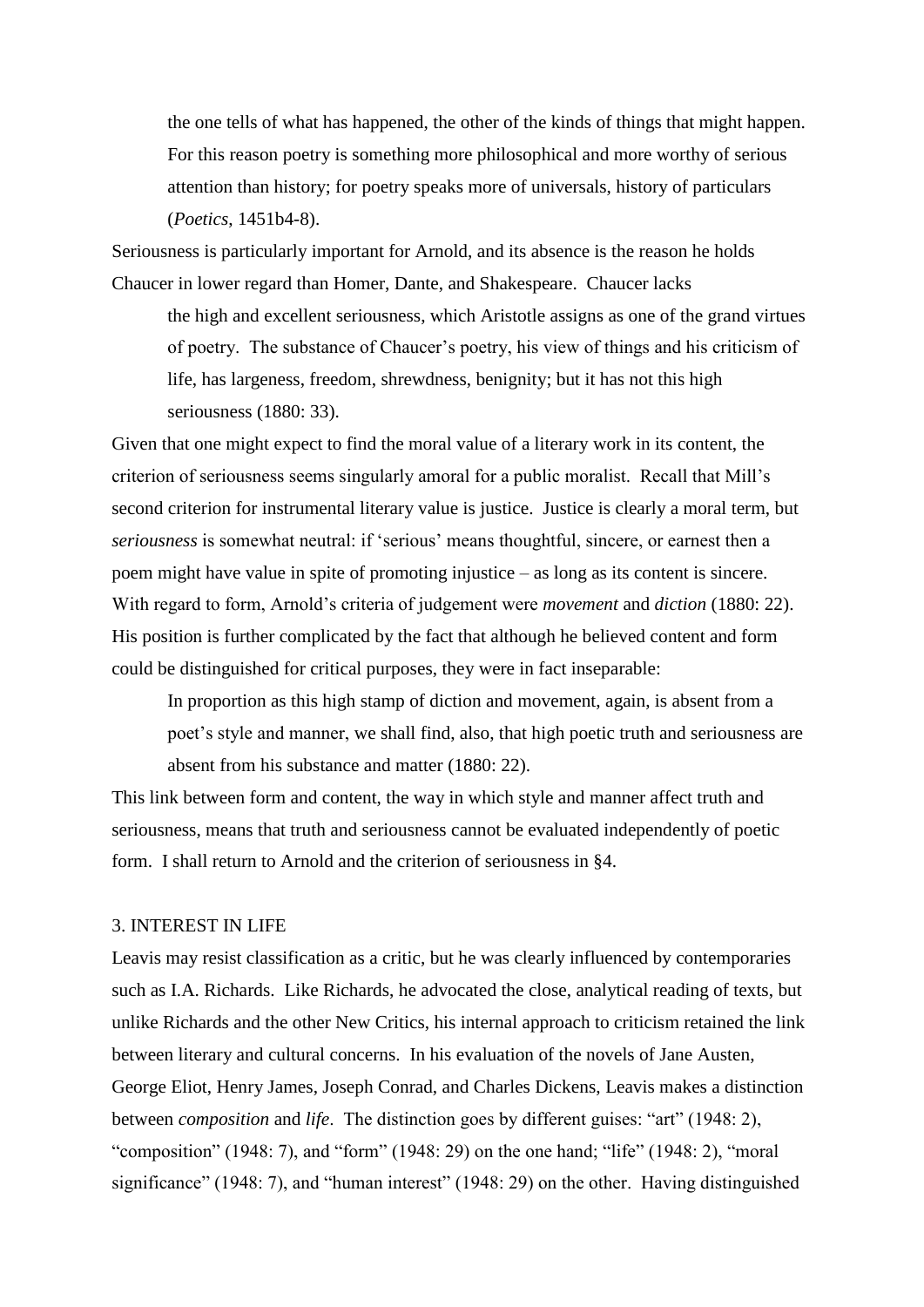> the one tells of what has happened, the other of the kinds of things that might happen. For this reason poetry is something more philosophical and more worthy of serious attention than history; for poetry speaks more of universals, history of particulars (*Poetics*, 1451b4-8).

Seriousness is particularly important for Arnold, and its absence is the reason he holds Chaucer in lower regard than Homer, Dante, and Shakespeare. Chaucer lacks

> the high and excellent seriousness, which Aristotle assigns as one of the grand virtues of poetry. The substance of Chaucer's poetry, his view of things and his criticism of life, has largeness, freedom, shrewdness, benignity; but it has not this high seriousness (1880: 33).

Given that one might expect to find the moral value of a literary work in its content, the criterion of seriousness seems singularly amoral for a public moralist. Recall that Mill's second criterion for instrumental literary value is justice. Justice is clearly a moral term, but *seriousness* is somewhat neutral: if 'serious' means thoughtful, sincere, or earnest then a poem might have value in spite of promoting injustice – as long as its content is sincere. With regard to form, Arnold's criteria of judgement were *movement* and *diction* (1880: 22). His position is further complicated by the fact that although he believed content and form could be distinguished for critical purposes, they were in fact inseparable:

> In proportion as this high stamp of diction and movement, again, is absent from a poet's style and manner, we shall find, also, that high poetic truth and seriousness are absent from his substance and matter (1880: 22).

This link between form and content, the way in which style and manner affect truth and seriousness, means that truth and seriousness cannot be evaluated independently of poetic form. I shall return to Arnold and the criterion of seriousness in §4.

## 3. INTEREST IN LIFE

Leavis may resist classification as a critic, but he was clearly influenced by contemporaries such as I.A. Richards. Like Richards, he advocated the close, analytical reading of texts, but unlike Richards and the other New Critics, his internal approach to criticism retained the link between literary and cultural concerns. In his evaluation of the novels of Jane Austen, George Eliot, Henry James, Joseph Conrad, and Charles Dickens, Leavis makes a distinction between *composition* and *life*. The distinction goes by different guises: "art" (1948: 2), "composition" (1948: 7), and "form" (1948: 29) on the one hand; "life" (1948: 2), "moral significance" (1948: 7), and "human interest" (1948: 29) on the other. Having distinguished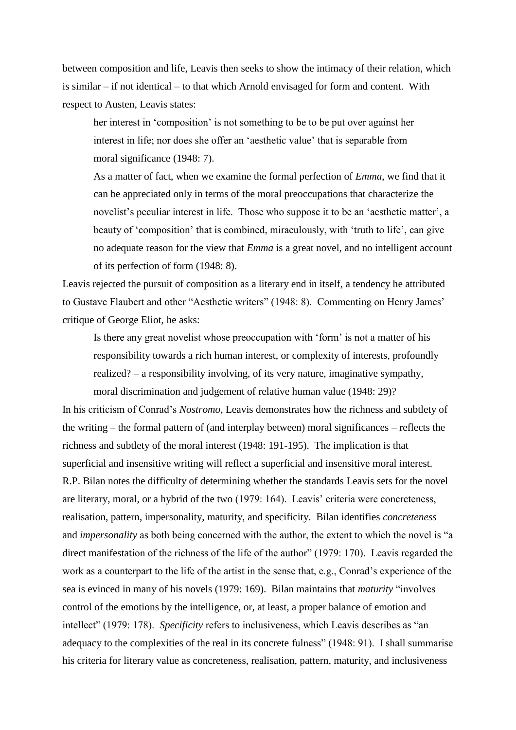between composition and life, Leavis then seeks to show the intimacy of their relation, which is similar – if not identical – to that which Arnold envisaged for form and content. With respect to Austen, Leavis states:

> her interest in 'composition' is not something to be to be put over against her interest in life; nor does she offer an 'aesthetic value' that is separable from moral significance (1948: 7).
>
> As a matter of fact, when we examine the formal perfection of *Emma*, we find that it can be appreciated only in terms of the moral preoccupations that characterize the novelist's peculiar interest in life. Those who suppose it to be an 'aesthetic matter', a beauty of 'composition' that is combined, miraculously, with 'truth to life', can give no adequate reason for the view that *Emma* is a great novel, and no intelligent account of its perfection of form (1948: 8).

Leavis rejected the pursuit of composition as a literary end in itself, a tendency he attributed to Gustave Flaubert and other "Aesthetic writers" (1948: 8). Commenting on Henry James' critique of George Eliot, he asks:

> Is there any great novelist whose preoccupation with 'form' is not a matter of his responsibility towards a rich human interest, or complexity of interests, profoundly realized? – a responsibility involving, of its very nature, imaginative sympathy, moral discrimination and judgement of relative human value (1948: 29)?

In his criticism of Conrad's *Nostromo*, Leavis demonstrates how the richness and subtlety of the writing – the formal pattern of (and interplay between) moral significances – reflects the richness and subtlety of the moral interest (1948: 191-195). The implication is that superficial and insensitive writing will reflect a superficial and insensitive moral interest. R.P. Bilan notes the difficulty of determining whether the standards Leavis sets for the novel are literary, moral, or a hybrid of the two (1979: 164). Leavis' criteria were concreteness, realisation, pattern, impersonality, maturity, and specificity. Bilan identifies *concreteness* and *impersonality* as both being concerned with the author, the extent to which the novel is "a direct manifestation of the richness of the life of the author" (1979: 170). Leavis regarded the work as a counterpart to the life of the artist in the sense that, e.g., Conrad's experience of the sea is evinced in many of his novels (1979: 169). Bilan maintains that *maturity* "involves control of the emotions by the intelligence, or, at least, a proper balance of emotion and intellect" (1979: 178). *Specificity* refers to inclusiveness, which Leavis describes as "an adequacy to the complexities of the real in its concrete fulness" (1948: 91). I shall summarise his criteria for literary value as concreteness, realisation, pattern, maturity, and inclusiveness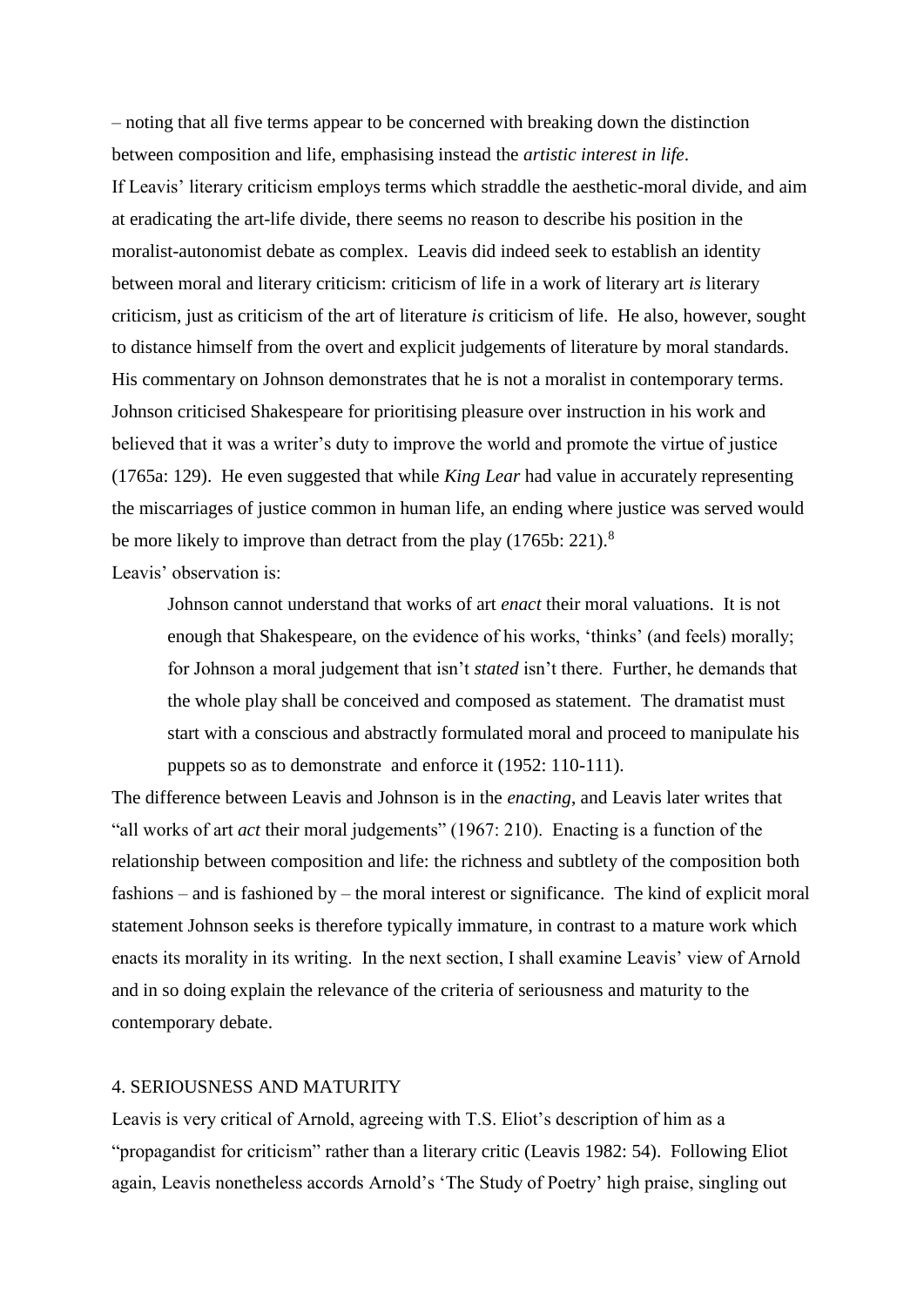– noting that all five terms appear to be concerned with breaking down the distinction between composition and life, emphasising instead the *artistic interest in life*.

If Leavis' literary criticism employs terms which straddle the aesthetic-moral divide, and aim at eradicating the art-life divide, there seems no reason to describe his position in the moralist-autonomist debate as complex. Leavis did indeed seek to establish an identity between moral and literary criticism: criticism of life in a work of literary art *is* literary criticism, just as criticism of the art of literature *is* criticism of life. He also, however, sought to distance himself from the overt and explicit judgements of literature by moral standards. His commentary on Johnson demonstrates that he is not a moralist in contemporary terms. Johnson criticised Shakespeare for prioritising pleasure over instruction in his work and believed that it was a writer's duty to improve the world and promote the virtue of justice (1765a: 129). He even suggested that while *King Lear* had value in accurately representing the miscarriages of justice common in human life, an ending where justice was served would be more likely to improve than detract from the play (1765b: 221).[8]

Leavis' observation is:

> Johnson cannot understand that works of art *enact* their moral valuations. It is not enough that Shakespeare, on the evidence of his works, 'thinks' (and feels) morally; for Johnson a moral judgement that isn't *stated* isn't there. Further, he demands that the whole play shall be conceived and composed as statement. The dramatist must start with a conscious and abstractly formulated moral and proceed to manipulate his puppets so as to demonstrate and enforce it (1952: 110-111).

The difference between Leavis and Johnson is in the *enacting*, and Leavis later writes that "all works of art *act* their moral judgements" (1967: 210). Enacting is a function of the relationship between composition and life: the richness and subtlety of the composition both fashions – and is fashioned by – the moral interest or significance. The kind of explicit moral statement Johnson seeks is therefore typically immature, in contrast to a mature work which enacts its morality in its writing. In the next section, I shall examine Leavis' view of Arnold and in so doing explain the relevance of the criteria of seriousness and maturity to the contemporary debate.

## 4. SERIOUSNESS AND MATURITY

Leavis is very critical of Arnold, agreeing with T.S. Eliot's description of him as a "propagandist for criticism" rather than a literary critic (Leavis 1982: 54). Following Eliot again, Leavis nonetheless accords Arnold's 'The Study of Poetry' high praise, singling out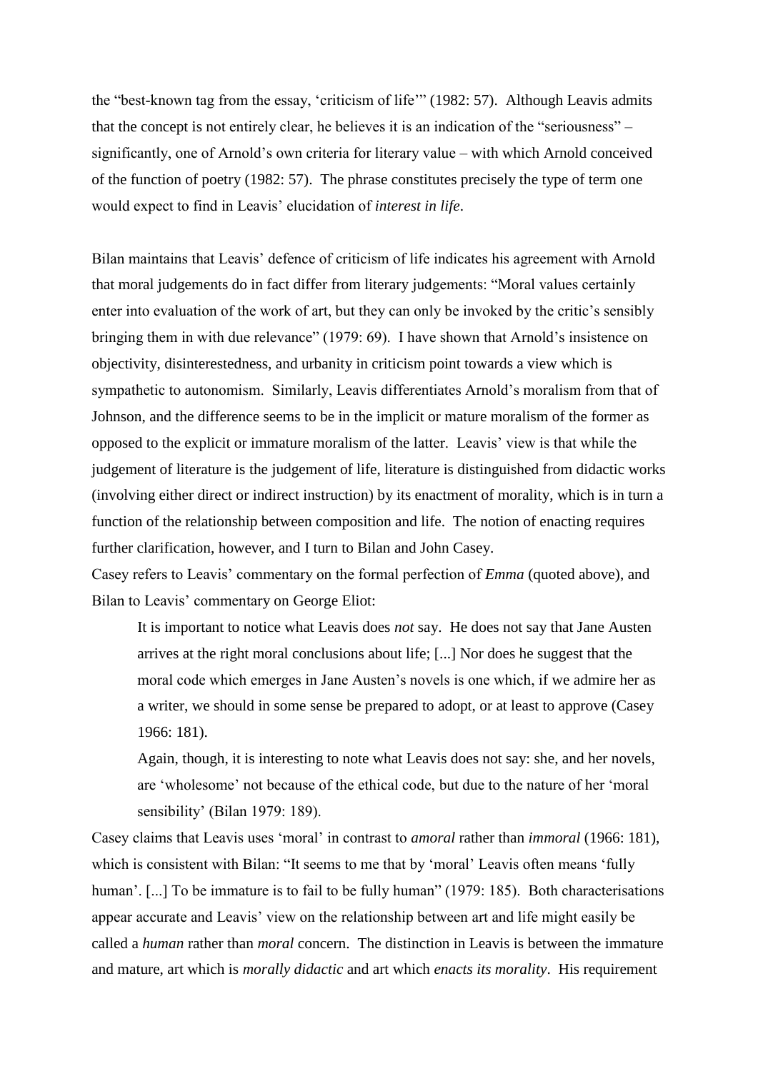the "best-known tag from the essay, 'criticism of life'" (1982: 57). Although Leavis admits that the concept is not entirely clear, he believes it is an indication of the "seriousness" – significantly, one of Arnold's own criteria for literary value – with which Arnold conceived of the function of poetry (1982: 57). The phrase constitutes precisely the type of term one would expect to find in Leavis' elucidation of *interest in life*.

Bilan maintains that Leavis' defence of criticism of life indicates his agreement with Arnold that moral judgements do in fact differ from literary judgements: "Moral values certainly enter into evaluation of the work of art, but they can only be invoked by the critic's sensibly bringing them in with due relevance" (1979: 69). I have shown that Arnold's insistence on objectivity, disinterestedness, and urbanity in criticism point towards a view which is sympathetic to autonomism. Similarly, Leavis differentiates Arnold's moralism from that of Johnson, and the difference seems to be in the implicit or mature moralism of the former as opposed to the explicit or immature moralism of the latter. Leavis' view is that while the judgement of literature is the judgement of life, literature is distinguished from didactic works (involving either direct or indirect instruction) by its enactment of morality, which is in turn a function of the relationship between composition and life. The notion of enacting requires further clarification, however, and I turn to Bilan and John Casey.

Casey refers to Leavis' commentary on the formal perfection of *Emma* (quoted above), and Bilan to Leavis' commentary on George Eliot:

> It is important to notice what Leavis does *not* say. He does not say that Jane Austen arrives at the right moral conclusions about life; [...] Nor does he suggest that the moral code which emerges in Jane Austen's novels is one which, if we admire her as a writer, we should in some sense be prepared to adopt, or at least to approve (Casey 1966: 181).
>
> Again, though, it is interesting to note what Leavis does not say: she, and her novels, are 'wholesome' not because of the ethical code, but due to the nature of her 'moral sensibility' (Bilan 1979: 189).

Casey claims that Leavis uses 'moral' in contrast to *amoral* rather than *immoral* (1966: 181), which is consistent with Bilan: "It seems to me that by 'moral' Leavis often means 'fully human'. [...] To be immature is to fail to be fully human" (1979: 185). Both characterisations appear accurate and Leavis' view on the relationship between art and life might easily be called a *human* rather than *moral* concern. The distinction in Leavis is between the immature and mature, art which is *morally didactic* and art which *enacts its morality*. His requirement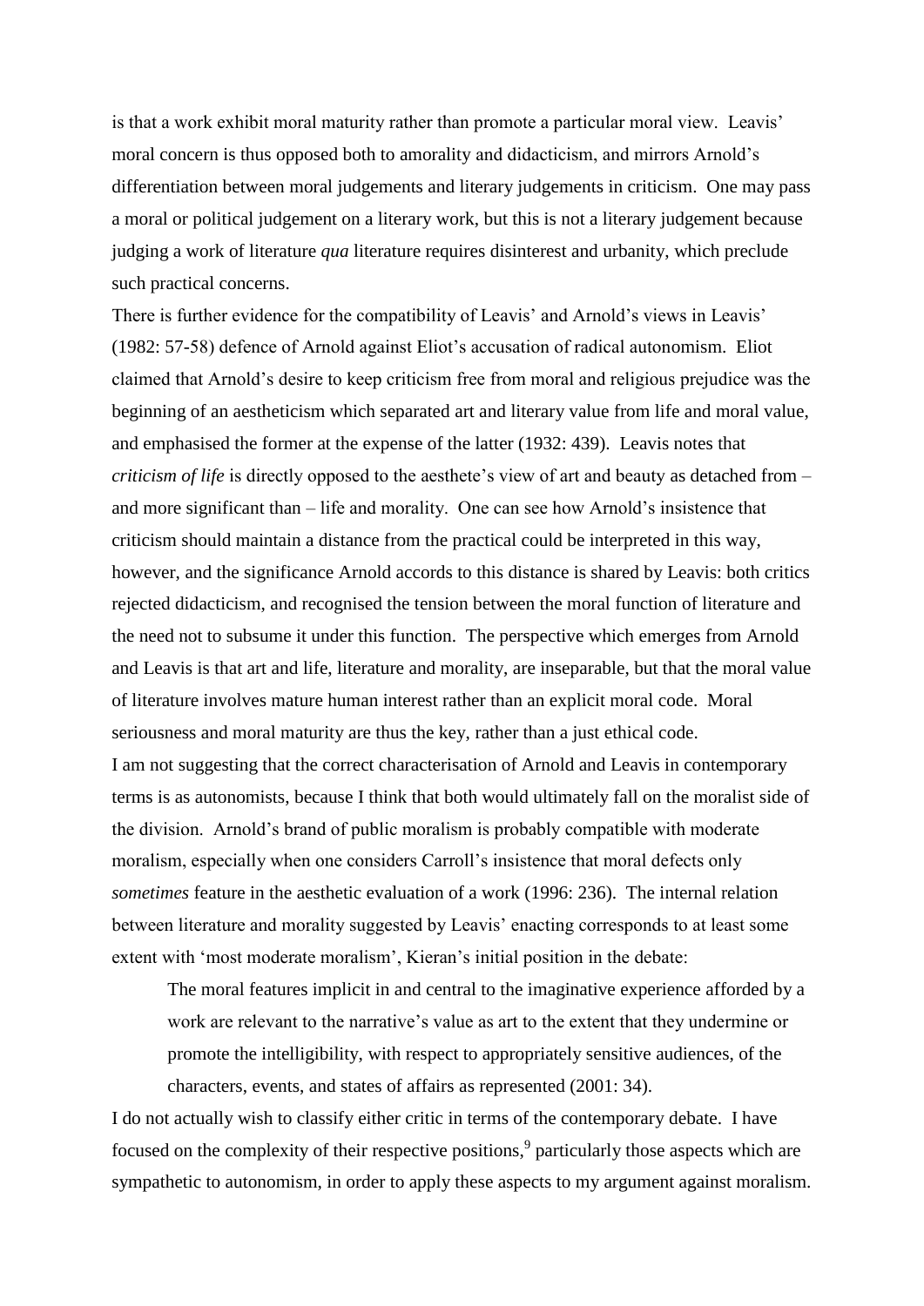is that a work exhibit moral maturity rather than promote a particular moral view. Leavis' moral concern is thus opposed both to amorality and didacticism, and mirrors Arnold's differentiation between moral judgements and literary judgements in criticism. One may pass a moral or political judgement on a literary work, but this is not a literary judgement because judging a work of literature *qua* literature requires disinterest and urbanity, which preclude such practical concerns.

There is further evidence for the compatibility of Leavis' and Arnold's views in Leavis' (1982: 57-58) defence of Arnold against Eliot's accusation of radical autonomism. Eliot claimed that Arnold's desire to keep criticism free from moral and religious prejudice was the beginning of an aestheticism which separated art and literary value from life and moral value, and emphasised the former at the expense of the latter (1932: 439). Leavis notes that *criticism of life* is directly opposed to the aesthete's view of art and beauty as detached from – and more significant than – life and morality. One can see how Arnold's insistence that criticism should maintain a distance from the practical could be interpreted in this way, however, and the significance Arnold accords to this distance is shared by Leavis: both critics rejected didacticism, and recognised the tension between the moral function of literature and the need not to subsume it under this function. The perspective which emerges from Arnold and Leavis is that art and life, literature and morality, are inseparable, but that the moral value of literature involves mature human interest rather than an explicit moral code. Moral seriousness and moral maturity are thus the key, rather than a just ethical code.

I am not suggesting that the correct characterisation of Arnold and Leavis in contemporary terms is as autonomists, because I think that both would ultimately fall on the moralist side of the division. Arnold's brand of public moralism is probably compatible with moderate moralism, especially when one considers Carroll's insistence that moral defects only *sometimes* feature in the aesthetic evaluation of a work (1996: 236). The internal relation between literature and morality suggested by Leavis' enacting corresponds to at least some extent with 'most moderate moralism', Kieran's initial position in the debate:

> The moral features implicit in and central to the imaginative experience afforded by a work are relevant to the narrative's value as art to the extent that they undermine or promote the intelligibility, with respect to appropriately sensitive audiences, of the characters, events, and states of affairs as represented (2001: 34).

I do not actually wish to classify either critic in terms of the contemporary debate. I have focused on the complexity of their respective positions,[9] particularly those aspects which are sympathetic to autonomism, in order to apply these aspects to my argument against moralism.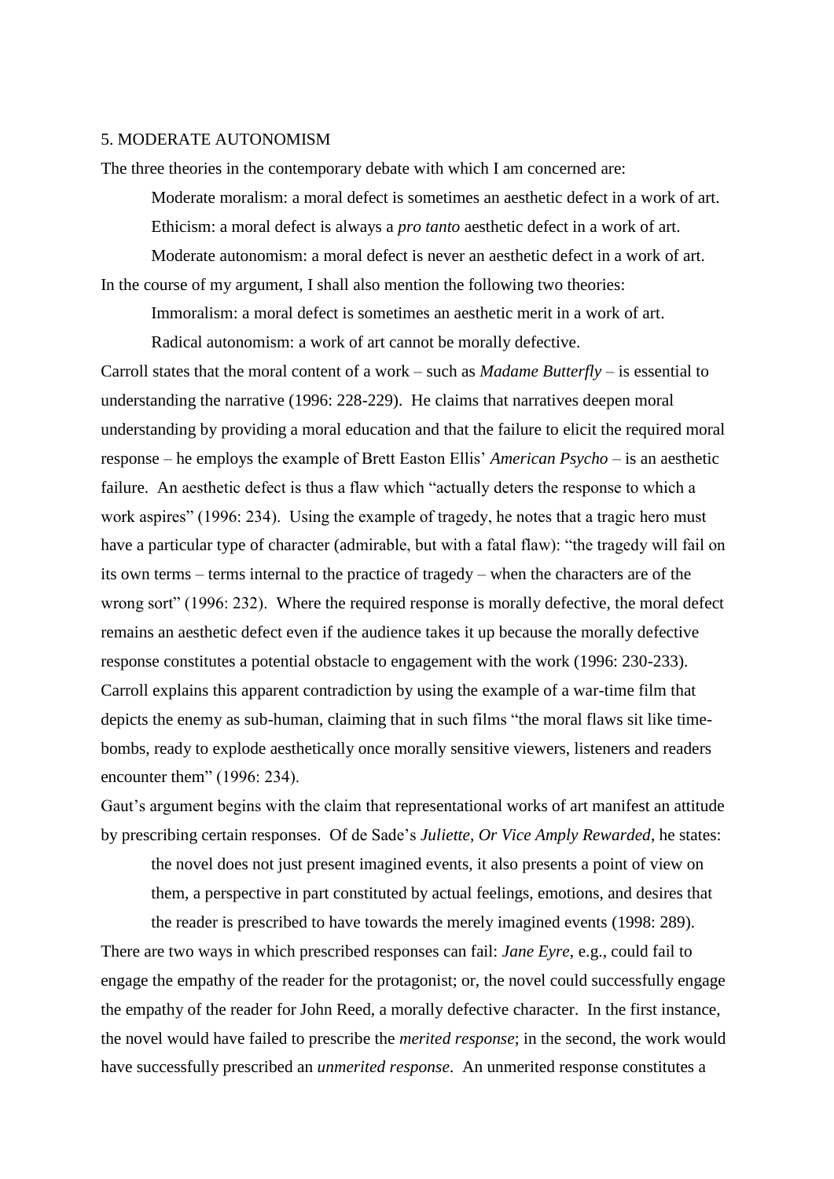## 5. MODERATE AUTONOMISM

The three theories in the contemporary debate with which I am concerned are:

> Moderate moralism: a moral defect is sometimes an aesthetic defect in a work of art.
>
> Ethicism: a moral defect is always a *pro tanto* aesthetic defect in a work of art.
>
> Moderate autonomism: a moral defect is never an aesthetic defect in a work of art.

In the course of my argument, I shall also mention the following two theories:

> Immoralism: a moral defect is sometimes an aesthetic merit in a work of art.
>
> Radical autonomism: a work of art cannot be morally defective.

Carroll states that the moral content of a work – such as *Madame Butterfly* – is essential to understanding the narrative (1996: 228-229). He claims that narratives deepen moral understanding by providing a moral education and that the failure to elicit the required moral response – he employs the example of Brett Easton Ellis' *American Psycho* – is an aesthetic failure. An aesthetic defect is thus a flaw which "actually deters the response to which a work aspires" (1996: 234). Using the example of tragedy, he notes that a tragic hero must have a particular type of character (admirable, but with a fatal flaw): "the tragedy will fail on its own terms – terms internal to the practice of tragedy – when the characters are of the wrong sort" (1996: 232). Where the required response is morally defective, the moral defect remains an aesthetic defect even if the audience takes it up because the morally defective response constitutes a potential obstacle to engagement with the work (1996: 230-233). Carroll explains this apparent contradiction by using the example of a war-time film that depicts the enemy as sub-human, claiming that in such films "the moral flaws sit like time-bombs, ready to explode aesthetically once morally sensitive viewers, listeners and readers encounter them" (1996: 234).

Gaut's argument begins with the claim that representational works of art manifest an attitude by prescribing certain responses. Of de Sade's *Juliette, Or Vice Amply Rewarded*, he states:

> the novel does not just present imagined events, it also presents a point of view on them, a perspective in part constituted by actual feelings, emotions, and desires that the reader is prescribed to have towards the merely imagined events (1998: 289).

There are two ways in which prescribed responses can fail: *Jane Eyre*, e.g., could fail to engage the empathy of the reader for the protagonist; or, the novel could successfully engage the empathy of the reader for John Reed, a morally defective character. In the first instance, the novel would have failed to prescribe the *merited response*; in the second, the work would have successfully prescribed an *unmerited response*. An unmerited response constitutes a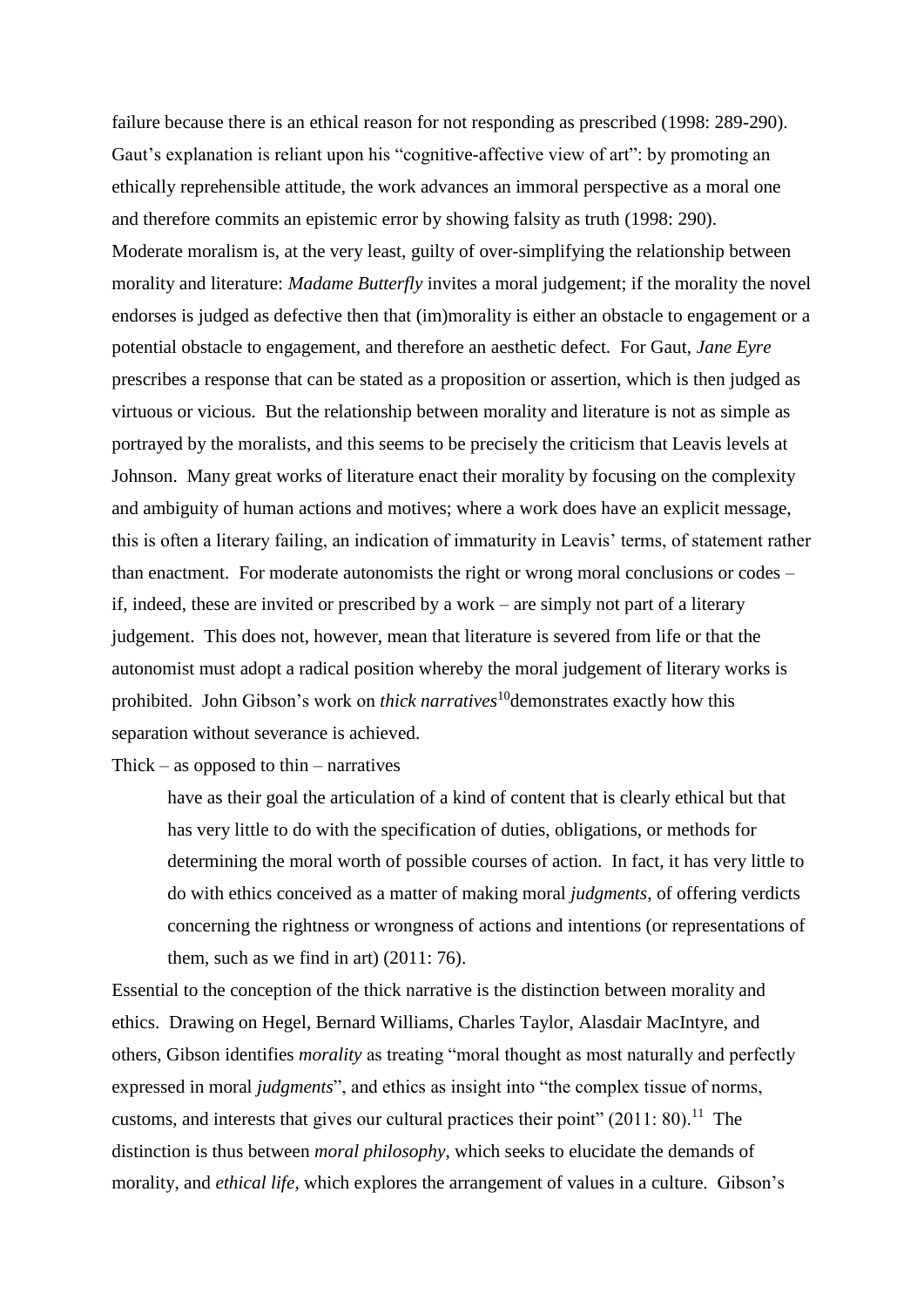failure because there is an ethical reason for not responding as prescribed (1998: 289-290). Gaut's explanation is reliant upon his "cognitive-affective view of art": by promoting an ethically reprehensible attitude, the work advances an immoral perspective as a moral one and therefore commits an epistemic error by showing falsity as truth (1998: 290). Moderate moralism is, at the very least, guilty of over-simplifying the relationship between morality and literature: *Madame Butterfly* invites a moral judgement; if the morality the novel endorses is judged as defective then that (im)morality is either an obstacle to engagement or a potential obstacle to engagement, and therefore an aesthetic defect. For Gaut, *Jane Eyre* prescribes a response that can be stated as a proposition or assertion, which is then judged as virtuous or vicious. But the relationship between morality and literature is not as simple as portrayed by the moralists, and this seems to be precisely the criticism that Leavis levels at Johnson. Many great works of literature enact their morality by focusing on the complexity and ambiguity of human actions and motives; where a work does have an explicit message, this is often a literary failing, an indication of immaturity in Leavis' terms, of statement rather than enactment. For moderate autonomists the right or wrong moral conclusions or codes – if, indeed, these are invited or prescribed by a work – are simply not part of a literary judgement. This does not, however, mean that literature is severed from life or that the autonomist must adopt a radical position whereby the moral judgement of literary works is prohibited. John Gibson's work on *thick narratives*[10]demonstrates exactly how this separation without severance is achieved.

Thick – as opposed to thin – narratives

> have as their goal the articulation of a kind of content that is clearly ethical but that has very little to do with the specification of duties, obligations, or methods for determining the moral worth of possible courses of action. In fact, it has very little to do with ethics conceived as a matter of making moral *judgments*, of offering verdicts concerning the rightness or wrongness of actions and intentions (or representations of them, such as we find in art) (2011: 76).

Essential to the conception of the thick narrative is the distinction between morality and ethics. Drawing on Hegel, Bernard Williams, Charles Taylor, Alasdair MacIntyre, and others, Gibson identifies *morality* as treating "moral thought as most naturally and perfectly expressed in moral *judgments*", and ethics as insight into "the complex tissue of norms, customs, and interests that gives our cultural practices their point" (2011: 80).[11] The distinction is thus between *moral philosophy*, which seeks to elucidate the demands of morality, and *ethical life*, which explores the arrangement of values in a culture. Gibson's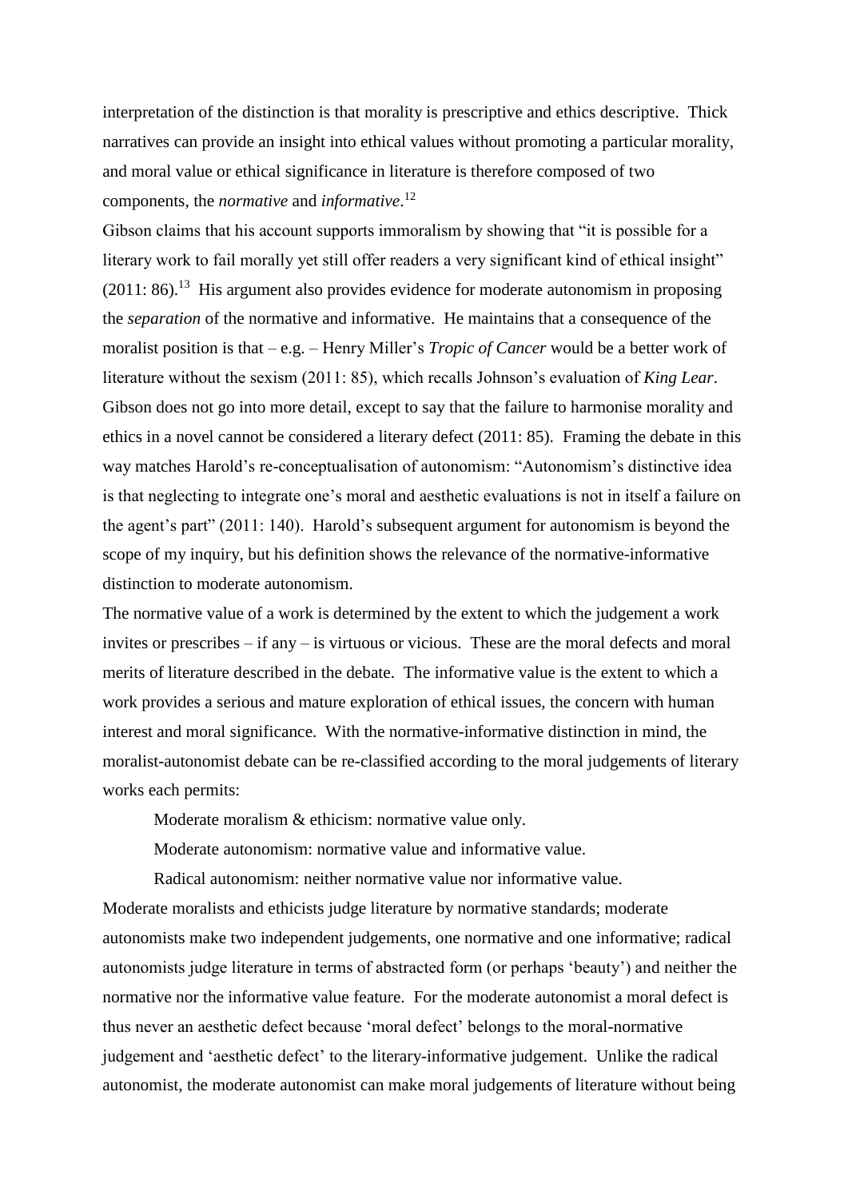interpretation of the distinction is that morality is prescriptive and ethics descriptive. Thick narratives can provide an insight into ethical values without promoting a particular morality, and moral value or ethical significance in literature is therefore composed of two components, the *normative* and *informative*.[12]

Gibson claims that his account supports immoralism by showing that "it is possible for a literary work to fail morally yet still offer readers a very significant kind of ethical insight" (2011: 86).[13] His argument also provides evidence for moderate autonomism in proposing the *separation* of the normative and informative. He maintains that a consequence of the moralist position is that – e.g. – Henry Miller's *Tropic of Cancer* would be a better work of literature without the sexism (2011: 85), which recalls Johnson's evaluation of *King Lear*. Gibson does not go into more detail, except to say that the failure to harmonise morality and ethics in a novel cannot be considered a literary defect (2011: 85). Framing the debate in this way matches Harold's re-conceptualisation of autonomism: "Autonomism's distinctive idea is that neglecting to integrate one's moral and aesthetic evaluations is not in itself a failure on the agent's part" (2011: 140). Harold's subsequent argument for autonomism is beyond the scope of my inquiry, but his definition shows the relevance of the normative-informative distinction to moderate autonomism.

The normative value of a work is determined by the extent to which the judgement a work invites or prescribes – if any – is virtuous or vicious. These are the moral defects and moral merits of literature described in the debate. The informative value is the extent to which a work provides a serious and mature exploration of ethical issues, the concern with human interest and moral significance. With the normative-informative distinction in mind, the moralist-autonomist debate can be re-classified according to the moral judgements of literary works each permits:

Moderate moralism & ethicism: normative value only.

Moderate autonomism: normative value and informative value.

Radical autonomism: neither normative value nor informative value.

Moderate moralists and ethicists judge literature by normative standards; moderate autonomists make two independent judgements, one normative and one informative; radical autonomists judge literature in terms of abstracted form (or perhaps 'beauty') and neither the normative nor the informative value feature. For the moderate autonomist a moral defect is thus never an aesthetic defect because 'moral defect' belongs to the moral-normative judgement and 'aesthetic defect' to the literary-informative judgement. Unlike the radical autonomist, the moderate autonomist can make moral judgements of literature without being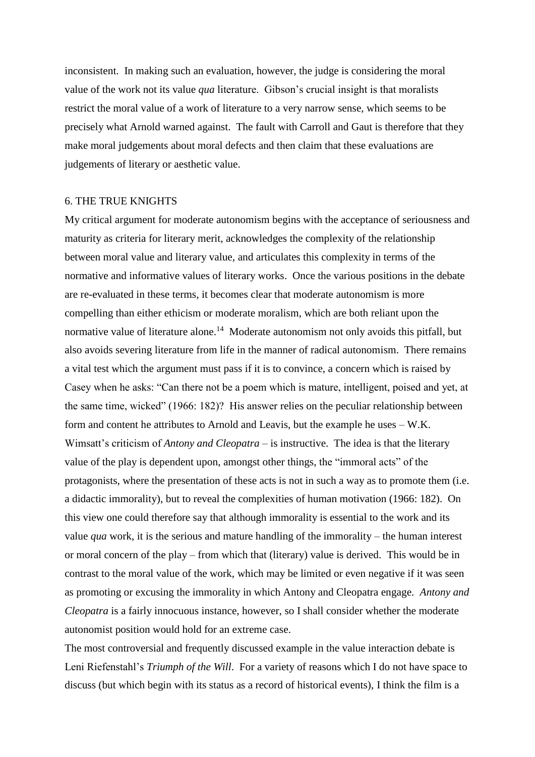inconsistent. In making such an evaluation, however, the judge is considering the moral value of the work not its value *qua* literature. Gibson's crucial insight is that moralists restrict the moral value of a work of literature to a very narrow sense, which seems to be precisely what Arnold warned against. The fault with Carroll and Gaut is therefore that they make moral judgements about moral defects and then claim that these evaluations are judgements of literary or aesthetic value.

## 6. THE TRUE KNIGHTS

My critical argument for moderate autonomism begins with the acceptance of seriousness and maturity as criteria for literary merit, acknowledges the complexity of the relationship between moral value and literary value, and articulates this complexity in terms of the normative and informative values of literary works. Once the various positions in the debate are re-evaluated in these terms, it becomes clear that moderate autonomism is more compelling than either ethicism or moderate moralism, which are both reliant upon the normative value of literature alone.[14] Moderate autonomism not only avoids this pitfall, but also avoids severing literature from life in the manner of radical autonomism. There remains a vital test which the argument must pass if it is to convince, a concern which is raised by Casey when he asks: "Can there not be a poem which is mature, intelligent, poised and yet, at the same time, wicked" (1966: 182)? His answer relies on the peculiar relationship between form and content he attributes to Arnold and Leavis, but the example he uses – W.K. Wimsatt's criticism of *Antony and Cleopatra* – is instructive. The idea is that the literary value of the play is dependent upon, amongst other things, the "immoral acts" of the protagonists, where the presentation of these acts is not in such a way as to promote them (i.e. a didactic immorality), but to reveal the complexities of human motivation (1966: 182). On this view one could therefore say that although immorality is essential to the work and its value *qua* work, it is the serious and mature handling of the immorality – the human interest or moral concern of the play – from which that (literary) value is derived. This would be in contrast to the moral value of the work, which may be limited or even negative if it was seen as promoting or excusing the immorality in which Antony and Cleopatra engage. *Antony and Cleopatra* is a fairly innocuous instance, however, so I shall consider whether the moderate autonomist position would hold for an extreme case.

The most controversial and frequently discussed example in the value interaction debate is Leni Riefenstahl's *Triumph of the Will*. For a variety of reasons which I do not have space to discuss (but which begin with its status as a record of historical events), I think the film is a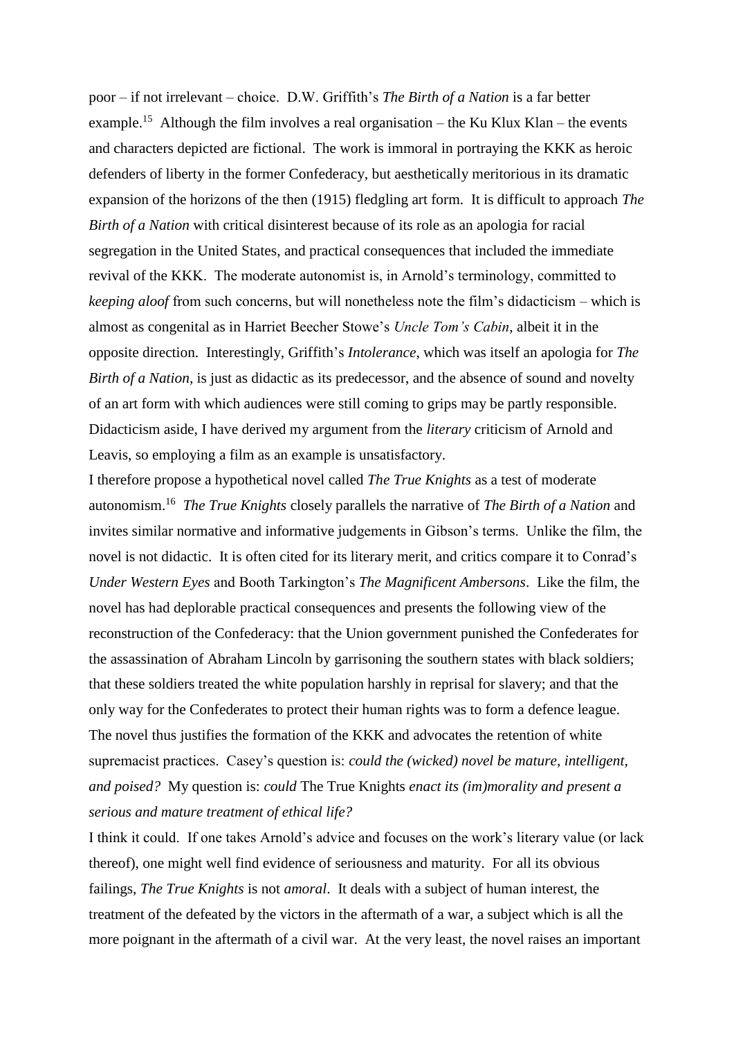poor – if not irrelevant – choice. D.W. Griffith's *The Birth of a Nation* is a far better example.[15] Although the film involves a real organisation – the Ku Klux Klan – the events and characters depicted are fictional. The work is immoral in portraying the KKK as heroic defenders of liberty in the former Confederacy, but aesthetically meritorious in its dramatic expansion of the horizons of the then (1915) fledgling art form. It is difficult to approach *The Birth of a Nation* with critical disinterest because of its role as an apologia for racial segregation in the United States, and practical consequences that included the immediate revival of the KKK. The moderate autonomist is, in Arnold's terminology, committed to *keeping aloof* from such concerns, but will nonetheless note the film's didacticism – which is almost as congenital as in Harriet Beecher Stowe's *Uncle Tom's Cabin*, albeit it in the opposite direction. Interestingly, Griffith's *Intolerance*, which was itself an apologia for *The Birth of a Nation*, is just as didactic as its predecessor, and the absence of sound and novelty of an art form with which audiences were still coming to grips may be partly responsible. Didacticism aside, I have derived my argument from the *literary* criticism of Arnold and Leavis, so employing a film as an example is unsatisfactory.

I therefore propose a hypothetical novel called *The True Knights* as a test of moderate autonomism.[16] *The True Knights* closely parallels the narrative of *The Birth of a Nation* and invites similar normative and informative judgements in Gibson's terms. Unlike the film, the novel is not didactic. It is often cited for its literary merit, and critics compare it to Conrad's *Under Western Eyes* and Booth Tarkington's *The Magnificent Ambersons*. Like the film, the novel has had deplorable practical consequences and presents the following view of the reconstruction of the Confederacy: that the Union government punished the Confederates for the assassination of Abraham Lincoln by garrisoning the southern states with black soldiers; that these soldiers treated the white population harshly in reprisal for slavery; and that the only way for the Confederates to protect their human rights was to form a defence league. The novel thus justifies the formation of the KKK and advocates the retention of white supremacist practices. Casey's question is: *could the (wicked) novel be mature, intelligent, and poised?* My question is: *could* The True Knights *enact its (im)morality and present a serious and mature treatment of ethical life?*

I think it could. If one takes Arnold's advice and focuses on the work's literary value (or lack thereof), one might well find evidence of seriousness and maturity. For all its obvious failings, *The True Knights* is not *amoral*. It deals with a subject of human interest, the treatment of the defeated by the victors in the aftermath of a war, a subject which is all the more poignant in the aftermath of a civil war. At the very least, the novel raises an important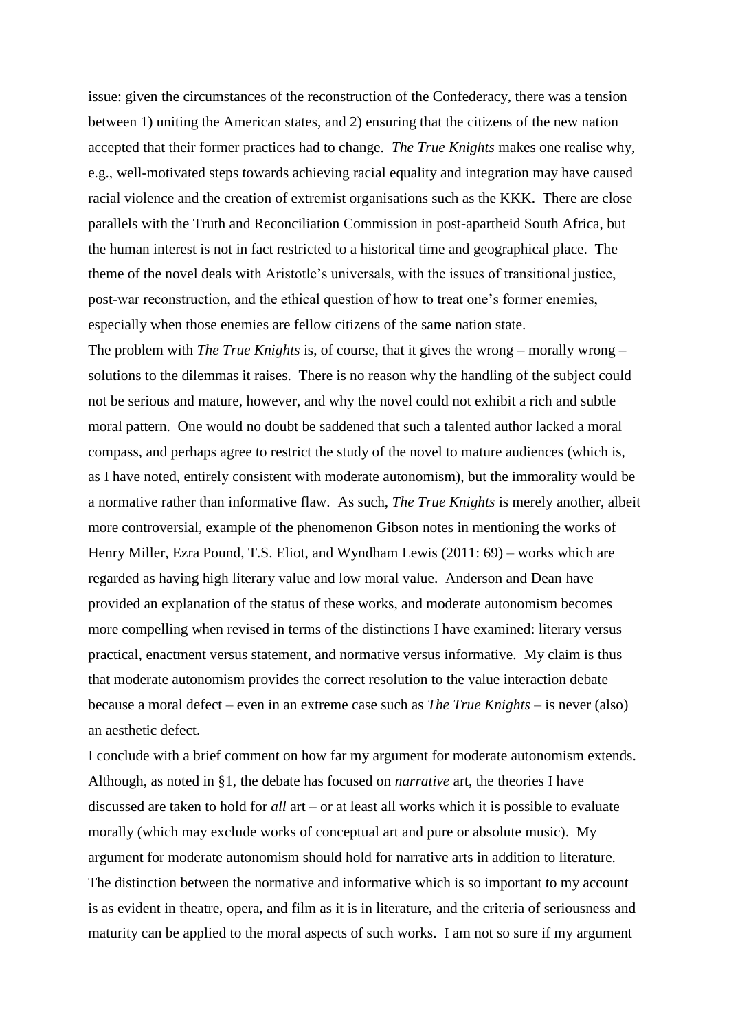issue: given the circumstances of the reconstruction of the Confederacy, there was a tension between 1) uniting the American states, and 2) ensuring that the citizens of the new nation accepted that their former practices had to change. *The True Knights* makes one realise why, e.g., well-motivated steps towards achieving racial equality and integration may have caused racial violence and the creation of extremist organisations such as the KKK. There are close parallels with the Truth and Reconciliation Commission in post-apartheid South Africa, but the human interest is not in fact restricted to a historical time and geographical place. The theme of the novel deals with Aristotle's universals, with the issues of transitional justice, post-war reconstruction, and the ethical question of how to treat one's former enemies, especially when those enemies are fellow citizens of the same nation state.

The problem with *The True Knights* is, of course, that it gives the wrong – morally wrong – solutions to the dilemmas it raises. There is no reason why the handling of the subject could not be serious and mature, however, and why the novel could not exhibit a rich and subtle moral pattern. One would no doubt be saddened that such a talented author lacked a moral compass, and perhaps agree to restrict the study of the novel to mature audiences (which is, as I have noted, entirely consistent with moderate autonomism), but the immorality would be a normative rather than informative flaw. As such, *The True Knights* is merely another, albeit more controversial, example of the phenomenon Gibson notes in mentioning the works of Henry Miller, Ezra Pound, T.S. Eliot, and Wyndham Lewis (2011: 69) – works which are regarded as having high literary value and low moral value. Anderson and Dean have provided an explanation of the status of these works, and moderate autonomism becomes more compelling when revised in terms of the distinctions I have examined: literary versus practical, enactment versus statement, and normative versus informative. My claim is thus that moderate autonomism provides the correct resolution to the value interaction debate because a moral defect – even in an extreme case such as *The True Knights* – is never (also) an aesthetic defect.

I conclude with a brief comment on how far my argument for moderate autonomism extends. Although, as noted in §1, the debate has focused on *narrative* art, the theories I have discussed are taken to hold for *all* art – or at least all works which it is possible to evaluate morally (which may exclude works of conceptual art and pure or absolute music). My argument for moderate autonomism should hold for narrative arts in addition to literature. The distinction between the normative and informative which is so important to my account is as evident in theatre, opera, and film as it is in literature, and the criteria of seriousness and maturity can be applied to the moral aspects of such works. I am not so sure if my argument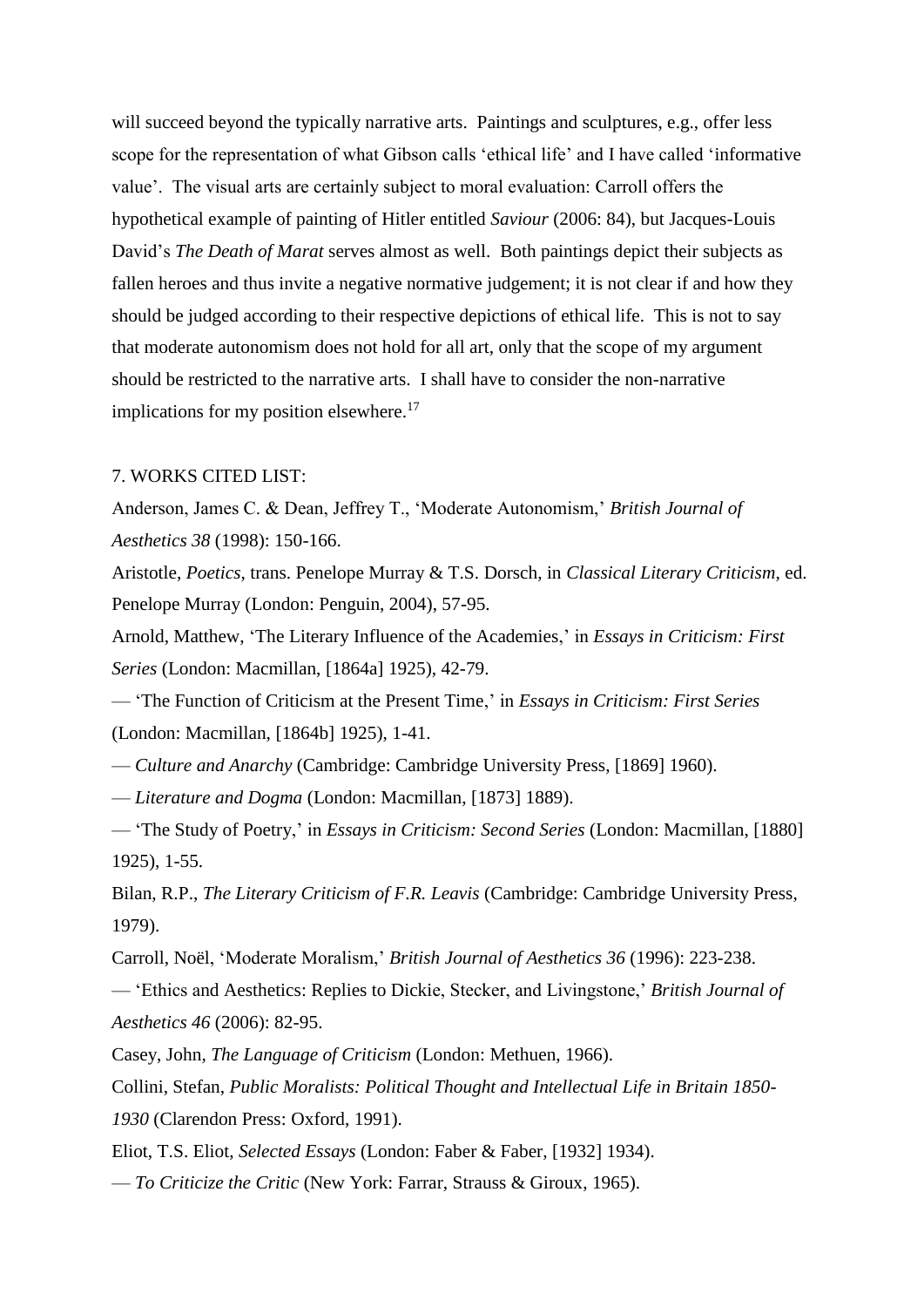will succeed beyond the typically narrative arts. Paintings and sculptures, e.g., offer less scope for the representation of what Gibson calls 'ethical life' and I have called 'informative value'. The visual arts are certainly subject to moral evaluation: Carroll offers the hypothetical example of painting of Hitler entitled *Saviour* (2006: 84), but Jacques-Louis David's *The Death of Marat* serves almost as well. Both paintings depict their subjects as fallen heroes and thus invite a negative normative judgement; it is not clear if and how they should be judged according to their respective depictions of ethical life. This is not to say that moderate autonomism does not hold for all art, only that the scope of my argument should be restricted to the narrative arts. I shall have to consider the non-narrative implications for my position elsewhere.[17]

## 7. WORKS CITED LIST:

Anderson, James C. & Dean, Jeffrey T., 'Moderate Autonomism,' *British Journal of Aesthetics 38* (1998): 150-166.

Aristotle, *Poetics*, trans. Penelope Murray & T.S. Dorsch, in *Classical Literary Criticism*, ed. Penelope Murray (London: Penguin, 2004), 57-95.

Arnold, Matthew, 'The Literary Influence of the Academies,' in *Essays in Criticism: First Series* (London: Macmillan, [1864a] 1925), 42-79.

— 'The Function of Criticism at the Present Time,' in *Essays in Criticism: First Series* (London: Macmillan, [1864b] 1925), 1-41.

— *Culture and Anarchy* (Cambridge: Cambridge University Press, [1869] 1960).

— *Literature and Dogma* (London: Macmillan, [1873] 1889).

— 'The Study of Poetry,' in *Essays in Criticism: Second Series* (London: Macmillan, [1880] 1925), 1-55.

Bilan, R.P., *The Literary Criticism of F.R. Leavis* (Cambridge: Cambridge University Press, 1979).

Carroll, Noël, 'Moderate Moralism,' *British Journal of Aesthetics 36* (1996): 223-238.

— 'Ethics and Aesthetics: Replies to Dickie, Stecker, and Livingstone,' *British Journal of Aesthetics 46* (2006): 82-95.

Casey, John, *The Language of Criticism* (London: Methuen, 1966).

Collini, Stefan, *Public Moralists: Political Thought and Intellectual Life in Britain 1850-1930* (Clarendon Press: Oxford, 1991).

Eliot, T.S. Eliot, *Selected Essays* (London: Faber & Faber, [1932] 1934).

— *To Criticize the Critic* (New York: Farrar, Strauss & Giroux, 1965).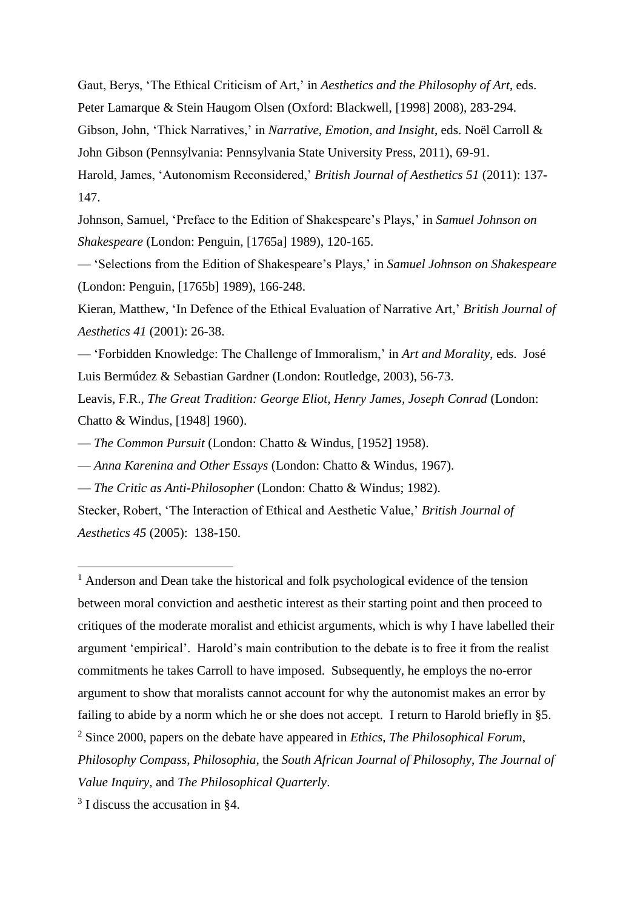Gaut, Berys, 'The Ethical Criticism of Art,' in *Aesthetics and the Philosophy of Art*, eds. Peter Lamarque & Stein Haugom Olsen (Oxford: Blackwell, [1998] 2008), 283-294.

Gibson, John, 'Thick Narratives,' in *Narrative, Emotion, and Insight*, eds. Noël Carroll & John Gibson (Pennsylvania: Pennsylvania State University Press, 2011), 69-91.

Harold, James, 'Autonomism Reconsidered,' *British Journal of Aesthetics 51* (2011): 137-147.

Johnson, Samuel, 'Preface to the Edition of Shakespeare's Plays,' in *Samuel Johnson on Shakespeare* (London: Penguin, [1765a] 1989), 120-165.

— 'Selections from the Edition of Shakespeare's Plays,' in *Samuel Johnson on Shakespeare* (London: Penguin, [1765b] 1989), 166-248.

Kieran, Matthew, 'In Defence of the Ethical Evaluation of Narrative Art,' *British Journal of Aesthetics 41* (2001): 26-38.

— 'Forbidden Knowledge: The Challenge of Immoralism,' in *Art and Morality*, eds. José Luis Bermúdez & Sebastian Gardner (London: Routledge, 2003), 56-73.

Leavis, F.R., *The Great Tradition: George Eliot, Henry James, Joseph Conrad* (London: Chatto & Windus, [1948] 1960).

— *The Common Pursuit* (London: Chatto & Windus, [1952] 1958).

— *Anna Karenina and Other Essays* (London: Chatto & Windus, 1967).

— *The Critic as Anti-Philosopher* (London: Chatto & Windus; 1982).

Stecker, Robert, 'The Interaction of Ethical and Aesthetic Value,' *British Journal of Aesthetics 45* (2005): 138-150.

---

[1] Anderson and Dean take the historical and folk psychological evidence of the tension between moral conviction and aesthetic interest as their starting point and then proceed to critiques of the moderate moralist and ethicist arguments, which is why I have labelled their argument 'empirical'. Harold's main contribution to the debate is to free it from the realist commitments he takes Carroll to have imposed. Subsequently, he employs the no-error argument to show that moralists cannot account for why the autonomist makes an error by failing to abide by a norm which he or she does not accept. I return to Harold briefly in §5.

[2] Since 2000, papers on the debate have appeared in *Ethics*, *The Philosophical Forum*, *Philosophy Compass*, *Philosophia*, the *South African Journal of Philosophy*, *The Journal of Value Inquiry*, and *The Philosophical Quarterly*.

[3] I discuss the accusation in §4.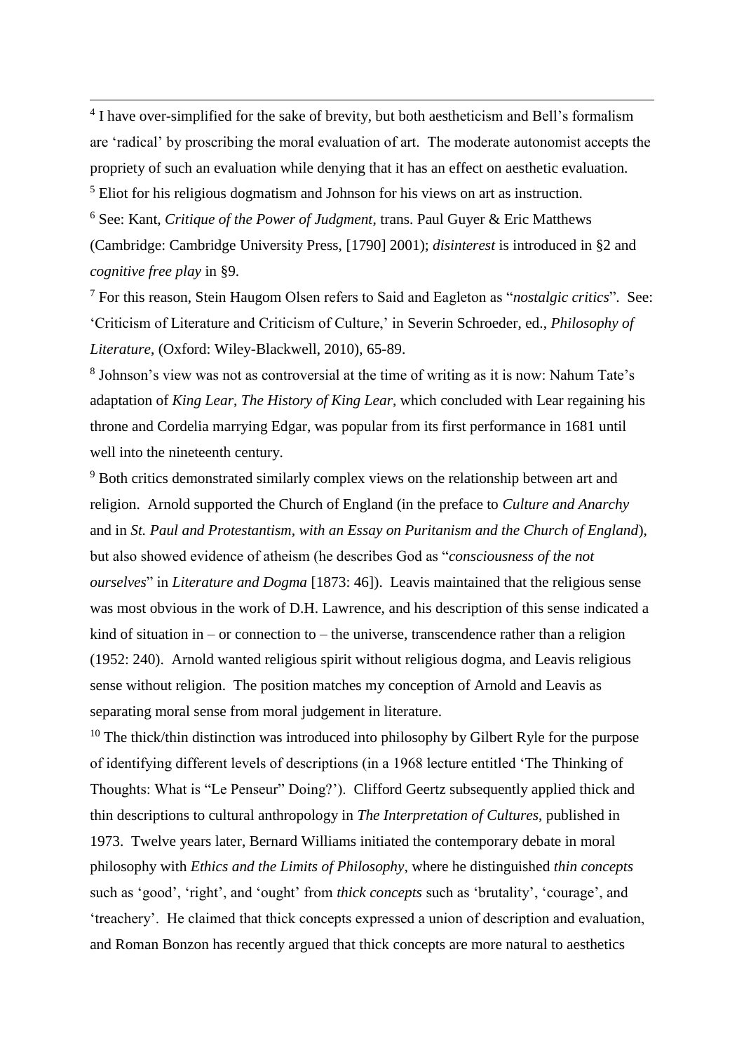[4] I have over-simplified for the sake of brevity, but both aestheticism and Bell's formalism are 'radical' by proscribing the moral evaluation of art. The moderate autonomist accepts the propriety of such an evaluation while denying that it has an effect on aesthetic evaluation.

[5] Eliot for his religious dogmatism and Johnson for his views on art as instruction.

[6] See: Kant, *Critique of the Power of Judgment*, trans. Paul Guyer & Eric Matthews (Cambridge: Cambridge University Press, [1790] 2001); *disinterest* is introduced in §2 and *cognitive free play* in §9.

[7] For this reason, Stein Haugom Olsen refers to Said and Eagleton as "*nostalgic critics*". See: 'Criticism of Literature and Criticism of Culture,' in Severin Schroeder, ed., *Philosophy of Literature*, (Oxford: Wiley-Blackwell, 2010), 65-89.

[8] Johnson's view was not as controversial at the time of writing as it is now: Nahum Tate's adaptation of *King Lear*, *The History of King Lear*, which concluded with Lear regaining his throne and Cordelia marrying Edgar, was popular from its first performance in 1681 until well into the nineteenth century.

[9] Both critics demonstrated similarly complex views on the relationship between art and religion. Arnold supported the Church of England (in the preface to *Culture and Anarchy* and in *St. Paul and Protestantism, with an Essay on Puritanism and the Church of England*), but also showed evidence of atheism (he describes God as "*consciousness of the not ourselves*" in *Literature and Dogma* [1873: 46]). Leavis maintained that the religious sense was most obvious in the work of D.H. Lawrence, and his description of this sense indicated a kind of situation in – or connection to – the universe, transcendence rather than a religion (1952: 240). Arnold wanted religious spirit without religious dogma, and Leavis religious sense without religion. The position matches my conception of Arnold and Leavis as separating moral sense from moral judgement in literature.

[10] The thick/thin distinction was introduced into philosophy by Gilbert Ryle for the purpose of identifying different levels of descriptions (in a 1968 lecture entitled 'The Thinking of Thoughts: What is "Le Penseur" Doing?'). Clifford Geertz subsequently applied thick and thin descriptions to cultural anthropology in *The Interpretation of Cultures*, published in 1973. Twelve years later, Bernard Williams initiated the contemporary debate in moral philosophy with *Ethics and the Limits of Philosophy*, where he distinguished *thin concepts* such as 'good', 'right', and 'ought' from *thick concepts* such as 'brutality', 'courage', and 'treachery'. He claimed that thick concepts expressed a union of description and evaluation, and Roman Bonzon has recently argued that thick concepts are more natural to aesthetics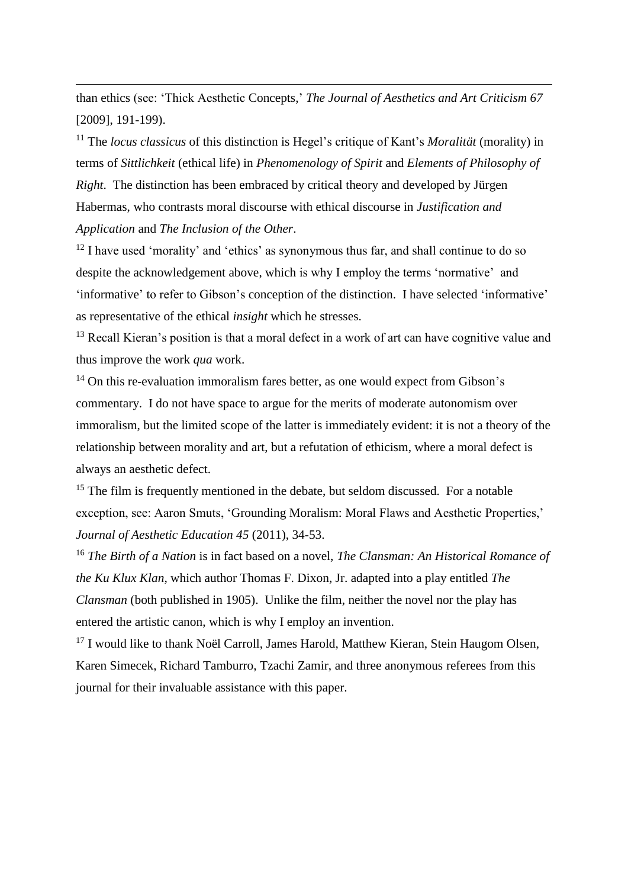than ethics (see: 'Thick Aesthetic Concepts,' *The Journal of Aesthetics and Art Criticism 67* [2009], 191-199).

[11] The *locus classicus* of this distinction is Hegel's critique of Kant's *Moralität* (morality) in terms of *Sittlichkeit* (ethical life) in *Phenomenology of Spirit* and *Elements of Philosophy of Right*. The distinction has been embraced by critical theory and developed by Jürgen Habermas, who contrasts moral discourse with ethical discourse in *Justification and Application* and *The Inclusion of the Other*.

[12] I have used 'morality' and 'ethics' as synonymous thus far, and shall continue to do so despite the acknowledgement above, which is why I employ the terms 'normative' and 'informative' to refer to Gibson's conception of the distinction. I have selected 'informative' as representative of the ethical *insight* which he stresses.

[13] Recall Kieran's position is that a moral defect in a work of art can have cognitive value and thus improve the work *qua* work.

[14] On this re-evaluation immoralism fares better, as one would expect from Gibson's commentary. I do not have space to argue for the merits of moderate autonomism over immoralism, but the limited scope of the latter is immediately evident: it is not a theory of the relationship between morality and art, but a refutation of ethicism, where a moral defect is always an aesthetic defect.

[15] The film is frequently mentioned in the debate, but seldom discussed. For a notable exception, see: Aaron Smuts, 'Grounding Moralism: Moral Flaws and Aesthetic Properties,' *Journal of Aesthetic Education 45* (2011), 34-53.

[16] *The Birth of a Nation* is in fact based on a novel, *The Clansman: An Historical Romance of the Ku Klux Klan*, which author Thomas F. Dixon, Jr. adapted into a play entitled *The Clansman* (both published in 1905). Unlike the film, neither the novel nor the play has entered the artistic canon, which is why I employ an invention.

[17] I would like to thank Noël Carroll, James Harold, Matthew Kieran, Stein Haugom Olsen, Karen Simecek, Richard Tamburro, Tzachi Zamir, and three anonymous referees from this journal for their invaluable assistance with this paper.